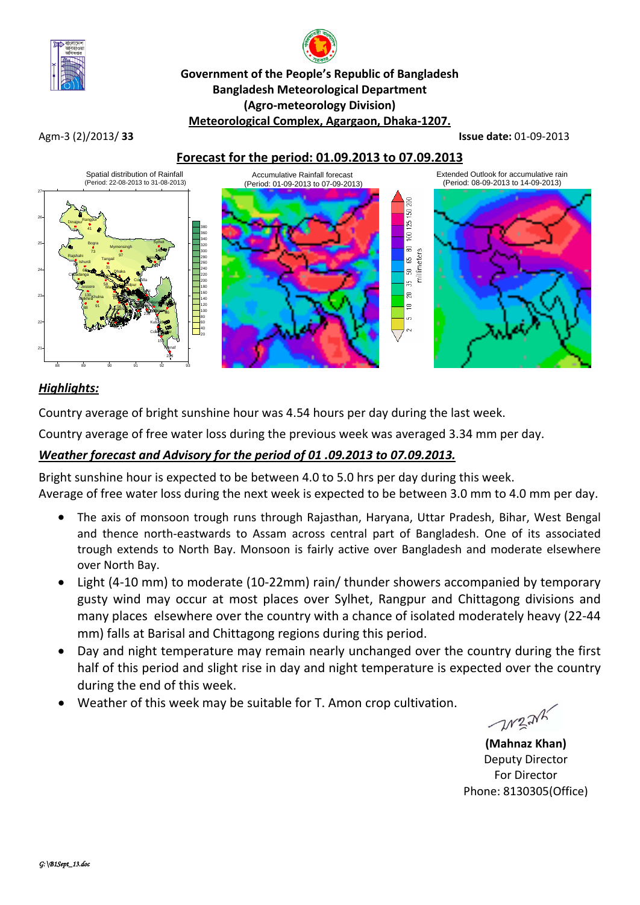**Government of the People's Republic of Bangladesh**
**Bangladesh Meteorological Department**
**(Agro-meteorology Division)**
**Meteorological Complex, Agargaon, Dhaka-1207.**

Agm-3 (2)/2013/ **33** **Issue date:** 01-09-2013

## Forecast for the period: 01.09.2013 to 07.09.2013

Spatial distribution of Rainfall (Period: 22-08-2013 to 31-08-2013)

Accumulative Rainfall forecast (Period: 01-09-2013 to 07-09-2013)

Extended Outlook for accumulative rain (Period: 08-09-2013 to 14-09-2013)

### *Highlights:*

Country average of bright sunshine hour was 4.54 hours per day during the last week.

Country average of free water loss during the previous week was averaged 3.34 mm per day.

### *Weather forecast and Advisory for the period of 01 .09.2013 to 07.09.2013.*

Bright sunshine hour is expected to be between 4.0 to 5.0 hrs per day during this week.
Average of free water loss during the next week is expected to be between 3.0 mm to 4.0 mm per day.

- The axis of monsoon trough runs through Rajasthan, Haryana, Uttar Pradesh, Bihar, West Bengal and thence north-eastwards to Assam across central part of Bangladesh. One of its associated trough extends to North Bay. Monsoon is fairly active over Bangladesh and moderate elsewhere over North Bay.
- Light (4-10 mm) to moderate (10-22mm) rain/ thunder showers accompanied by temporary gusty wind may occur at most places over Sylhet, Rangpur and Chittagong divisions and many places elsewhere over the country with a chance of isolated moderately heavy (22-44 mm) falls at Barisal and Chittagong regions during this period.
- Day and night temperature may remain nearly unchanged over the country during the first half of this period and slight rise in day and night temperature is expected over the country during the end of this week.
- Weather of this week may be suitable for T. Amon crop cultivation.

**(Mahnaz Khan)**
Deputy Director
For Director
Phone: 8130305(Office)

*G:\B1Sept_13.doc*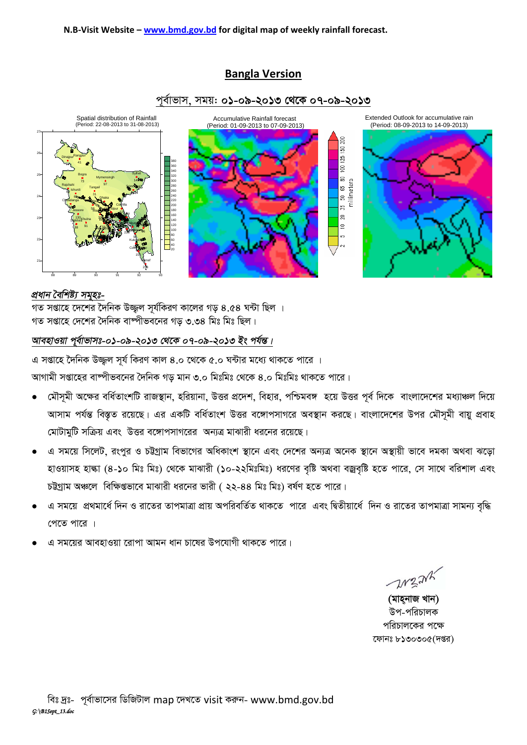N.B-Visit Website – www.bmd.gov.bd for digital map of weekly rainfall forecast.

## Bangla Version

### পূর্বাভাস, সময়: ০১-০৯-২০১৩ থেকে ০৭-০৯-২০১৩

Spatial distribution of Rainfall (Period: 22-08-2013 to 31-08-2013)

Accumulative Rainfall forecast (Period: 01-09-2013 to 07-09-2013)

Extended Outlook for accumulative rain (Period: 08-09-2013 to 14-09-2013)

***প্রধান বৈশিষ্ট্য সমূহঃ-***

গত সপ্তাহে দেশের দৈনিক উজ্জল সূর্যকিরণ কালের গড় ৪.৫৪ ঘন্টা ছিল ।
গত সপ্তাহে দেশের দৈনিক বাষ্পীভবনের গড় ৩.৩৪ মিঃ মিঃ ছিল।

***আবহাওয়া পূর্বাভাসঃ-০১-০৯-২০১৩ থেকে ০৭-০৯-২০১৩ ইং পর্যন্ত।***

এ সপ্তাহে দৈনিক উজ্জল সূর্য কিরণ কাল ৪.০ থেকে ৫.০ ঘন্টার মধ্যে থাকতে পারে ।

আগামী সপ্তাহের বাষ্পীভবনের দৈনিক গড় মান ৩.০ মিঃমিঃ থেকে ৪.০ মিঃমিঃ থাকতে পারে।

- মৌসুমী অক্ষের বর্ধিতাংশটি রাজস্থান, হরিয়ানা, উত্তর প্রদেশ, বিহার, পশ্চিমবঙ্গ হয়ে উত্তর পূর্ব দিকে বাংলাদেশের মধ্যাঞ্চল দিয়ে আসাম পর্যন্ত বিস্তৃত রয়েছে। এর একটি বর্ধিতাংশ উত্তর বঙ্গোপসাগরে অবস্থান করছে। বাংলাদেশের উপর মৌসুমী বায়ু প্রবাহ মোটামুটি সক্রিয় এবং উত্তর বঙ্গোপসাগরের অন্যত্র মাঝারী ধরনের রয়েছে।
- এ সময়ে সিলেট, রংপুর ও চট্টগ্রাম বিভাগের অধিকাংশ স্থানে এবং দেশের অন্যত্র অনেক স্থানে অস্থায়ী ভাবে দমকা অথবা ঝড়ো হাওয়াসহ হাল্কা (৪-১০ মিঃ মিঃ) থেকে মাঝারী (১০-২২মিঃমিঃ) ধরণের বৃষ্টি অথবা বজ্রবৃষ্টি হতে পারে, সে সাথে বরিশাল এবং চট্টগ্রাম অঞ্চলে বিক্ষিপ্তভাবে মাঝারী ধরনের ভারী ( ২২-৪৪ মিঃ মিঃ) বর্ষণ হতে পারে।
- এ সময়ে প্রথমার্ধে দিন ও রাতের তাপমাত্রা প্রায় অপরিবর্তিত থাকতে পারে এবং দ্বিতীয়ার্ধে দিন ও রাতের তাপমাত্রা সামন্য বৃদ্ধি পেতে পারে ।
- এ সময়ের আবহাওয়া রোপা আমন ধান চাষের উপযোগী থাকতে পারে।

**(মাহ্নাজ খান)**
উপ-পরিচালক
পরিচালকের পক্ষে
ফোনঃ ৮১৩০৩০৫(দপ্তর)

বিঃ দ্রঃ- পূর্বাভাসের ডিজিটাল map দেখতে visit করুন- www.bmd.gov.bd

*G:\B1Sept_13.doc*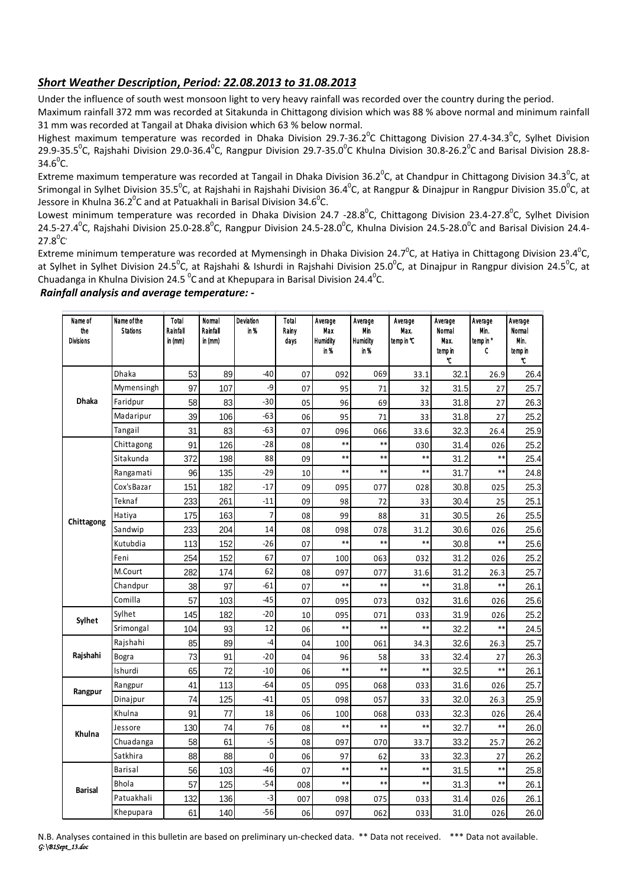## *Short Weather Description, Period: 22.08.2013 to 31.08.2013*

Under the influence of south west monsoon light to very heavy rainfall was recorded over the country during the period.

Maximum rainfall 372 mm was recorded at Sitakunda in Chittagong division which was 88 % above normal and minimum rainfall 31 mm was recorded at Tangail at Dhaka division which 63 % below normal.

Highest maximum temperature was recorded in Dhaka Division 29.7-36.2$^0$C Chittagong Division 27.4-34.3$^0$C, Sylhet Division 29.9-35.5$^0$C, Rajshahi Division 29.0-36.4$^0$C, Rangpur Division 29.7-35.0$^0$C Khulna Division 30.8-26.2$^0$C and Barisal Division 28.8-34.6$^0$C.

Extreme maximum temperature was recorded at Tangail in Dhaka Division 36.2$^0$C, at Chandpur in Chittagong Division 34.3$^0$C, at Srimongal in Sylhet Division 35.5$^0$C, at Rajshahi in Rajshahi Division 36.4$^0$C, at Rangpur & Dinajpur in Rangpur Division 35.0$^0$C, at Jessore in Khulna 36.2$^0$C and at Patuakhali in Barisal Division 34.6$^0$C.

Lowest minimum temperature was recorded in Dhaka Division 24.7 -28.8$^0$C, Chittagong Division 23.4-27.8$^0$C, Sylhet Division 24.5-27.4$^0$C, Rajshahi Division 25.0-28.8$^0$C, Rangpur Division 24.5-28.0$^0$C, Khulna Division 24.5-28.0$^0$C and Barisal Division 24.4-27.8$^0$C.

Extreme minimum temperature was recorded at Mymensingh in Dhaka Division 24.7$^0$C, at Hatiya in Chittagong Division 23.4$^0$C, at Sylhet in Sylhet Division 24.5$^0$C, at Rajshahi & Ishurdi in Rajshahi Division 25.0$^0$C, at Dinajpur in Rangpur division 24.5$^0$C, at Chuadanga in Khulna Division 24.5 $^0$C and at Khepupara in Barisal Division 24.4$^0$C.

### *Rainfall analysis and average temperature: -*

| Name of the Divisions | Name of the Stations | Total Rainfall in (mm) | Normal Rainfall in (mm) | Deviation in % | Total Rainy days | Average Max Humidity in % | Average Min Humidity in % | Average Max. temp in °C | Average Normal Max. temp in °C | Average Min. temp in ° C | Average Normal Min. temp in °C |
|---|---|---|---|---|---|---|---|---|---|---|---|
| Dhaka | Dhaka | 53 | 89 | -40 | 07 | 092 | 069 | 33.1 | 32.1 | 26.9 | 26.4 |
| | Mymensingh | 97 | 107 | -9 | 07 | 95 | 71 | 32 | 31.5 | 27 | 25.7 |
| | Faridpur | 58 | 83 | -30 | 05 | 96 | 69 | 33 | 31.8 | 27 | 26.3 |
| | Madaripur | 39 | 106 | -63 | 06 | 95 | 71 | 33 | 31.8 | 27 | 25.2 |
| | Tangail | 31 | 83 | -63 | 07 | 096 | 066 | 33.6 | 32.3 | 26.4 | 25.9 |
| Chittagong | Chittagong | 91 | 126 | -28 | 08 | ** | ** | 030 | 31.4 | 026 | 25.2 |
| | Sitakunda | 372 | 198 | 88 | 09 | ** | ** | ** | 31.2 | ** | 25.4 |
| | Rangamati | 96 | 135 | -29 | 10 | ** | ** | ** | 31.7 | ** | 24.8 |
| | Cox'sBazar | 151 | 182 | -17 | 09 | 095 | 077 | 028 | 30.8 | 025 | 25.3 |
| | Teknaf | 233 | 261 | -11 | 09 | 98 | 72 | 33 | 30.4 | 25 | 25.1 |
| | Hatiya | 175 | 163 | 7 | 08 | 99 | 88 | 31 | 30.5 | 26 | 25.5 |
| | Sandwip | 233 | 204 | 14 | 08 | 098 | 078 | 31.2 | 30.6 | 026 | 25.6 |
| | Kutubdia | 113 | 152 | -26 | 07 | ** | ** | ** | 30.8 | ** | 25.6 |
| | Feni | 254 | 152 | 67 | 07 | 100 | 063 | 032 | 31.2 | 026 | 25.2 |
| | M.Court | 282 | 174 | 62 | 08 | 097 | 077 | 31.6 | 31.2 | 26.3 | 25.7 |
| | Chandpur | 38 | 97 | -61 | 07 | ** | ** | ** | 31.8 | ** | 26.1 |
| | Comilla | 57 | 103 | -45 | 07 | 095 | 073 | 032 | 31.6 | 026 | 25.6 |
| Sylhet | Sylhet | 145 | 182 | -20 | 10 | 095 | 071 | 033 | 31.9 | 026 | 25.2 |
| | Srimongal | 104 | 93 | 12 | 06 | ** | ** | ** | 32.2 | ** | 24.5 |
| Rajshahi | Rajshahi | 85 | 89 | -4 | 04 | 100 | 061 | 34.3 | 32.6 | 26.3 | 25.7 |
| | Bogra | 73 | 91 | -20 | 04 | 96 | 58 | 33 | 32.4 | 27 | 26.3 |
| | Ishurdi | 65 | 72 | -10 | 06 | ** | ** | ** | 32.5 | ** | 26.1 |
| Rangpur | Rangpur | 41 | 113 | -64 | 05 | 095 | 068 | 033 | 31.6 | 026 | 25.7 |
| | Dinajpur | 74 | 125 | -41 | 05 | 098 | 057 | 33 | 32.0 | 26.3 | 25.9 |
| Khulna | Khulna | 91 | 77 | 18 | 06 | 100 | 068 | 033 | 32.3 | 026 | 26.4 |
| | Jessore | 130 | 74 | 76 | 08 | ** | ** | ** | 32.7 | ** | 26.0 |
| | Chuadanga | 58 | 61 | -5 | 08 | 097 | 070 | 33.7 | 33.2 | 25.7 | 26.2 |
| | Satkhira | 88 | 88 | 0 | 06 | 97 | 62 | 33 | 32.3 | 27 | 26.2 |
| Barisal | Barisal | 56 | 103 | -46 | 07 | ** | ** | ** | 31.5 | ** | 25.8 |
| | Bhola | 57 | 125 | -54 | 008 | ** | ** | ** | 31.3 | ** | 26.1 |
| | Patuakhali | 132 | 136 | -3 | 007 | 098 | 075 | 033 | 31.4 | 026 | 26.1 |
| | Khepupara | 61 | 140 | -56 | 06 | 097 | 062 | 033 | 31.0 | 026 | 26.0 |

N.B. Analyses contained in this bulletin are based on preliminary un-checked data. ** Data not received. *** Data not available.

*G:\B1Sept_13.doc*